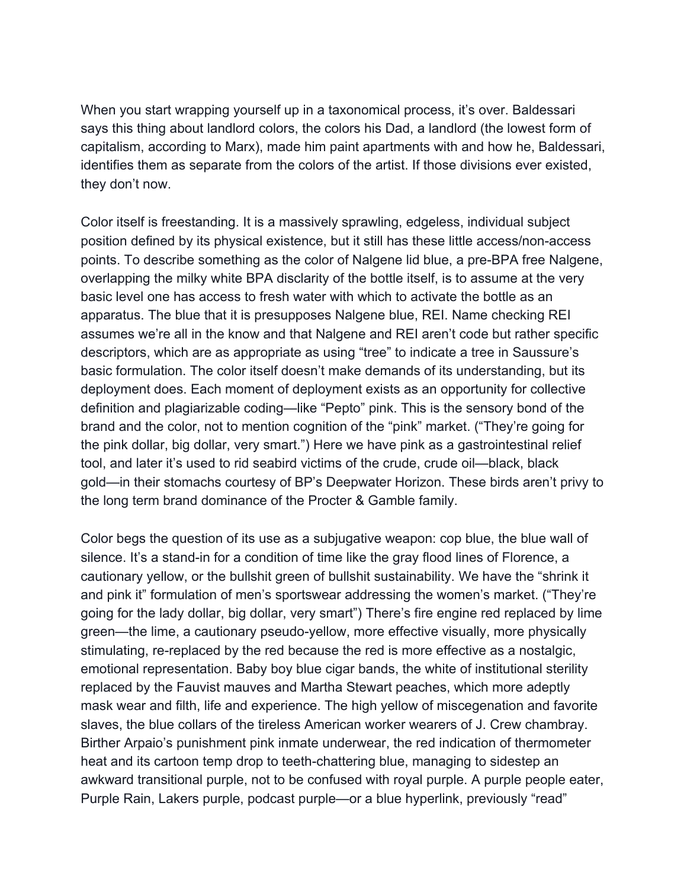When you start wrapping yourself up in a taxonomical process, it's over. Baldessari says this thing about landlord colors, the colors his Dad, a landlord (the lowest form of capitalism, according to Marx), made him paint apartments with and how he, Baldessari, identifies them as separate from the colors of the artist. If those divisions ever existed, they don't now.

Color itself is freestanding. It is a massively sprawling, edgeless, individual subject position defined by its physical existence, but it still has these little access/non-access points. To describe something as the color of Nalgene lid blue, a pre-BPA free Nalgene, overlapping the milky white BPA disclarity of the bottle itself, is to assume at the very basic level one has access to fresh water with which to activate the bottle as an apparatus. The blue that it is presupposes Nalgene blue, REI. Name checking REI assumes we're all in the know and that Nalgene and REI aren't code but rather specific descriptors, which are as appropriate as using "tree" to indicate a tree in Saussure's basic formulation. The color itself doesn't make demands of its understanding, but its deployment does. Each moment of deployment exists as an opportunity for collective definition and plagiarizable coding—like "Pepto" pink. This is the sensory bond of the brand and the color, not to mention cognition of the "pink" market. ("They're going for the pink dollar, big dollar, very smart.") Here we have pink as a gastrointestinal relief tool, and later it's used to rid seabird victims of the crude, crude oil—black, black gold—in their stomachs courtesy of BP's Deepwater Horizon. These birds aren't privy to the long term brand dominance of the Procter & Gamble family.

Color begs the question of its use as a subjugative weapon: cop blue, the blue wall of silence. It's a stand-in for a condition of time like the gray flood lines of Florence, a cautionary yellow, or the bullshit green of bullshit sustainability. We have the "shrink it and pink it" formulation of men's sportswear addressing the women's market. ("They're going for the lady dollar, big dollar, very smart") There's fire engine red replaced by lime green—the lime, a cautionary pseudo-yellow, more effective visually, more physically stimulating, re-replaced by the red because the red is more effective as a nostalgic, emotional representation. Baby boy blue cigar bands, the white of institutional sterility replaced by the Fauvist mauves and Martha Stewart peaches, which more adeptly mask wear and filth, life and experience. The high yellow of miscegenation and favorite slaves, the blue collars of the tireless American worker wearers of J. Crew chambray. Birther Arpaio's punishment pink inmate underwear, the red indication of thermometer heat and its cartoon temp drop to teeth-chattering blue, managing to sidestep an awkward transitional purple, not to be confused with royal purple. A purple people eater, Purple Rain, Lakers purple, podcast purple—or a blue hyperlink, previously "read"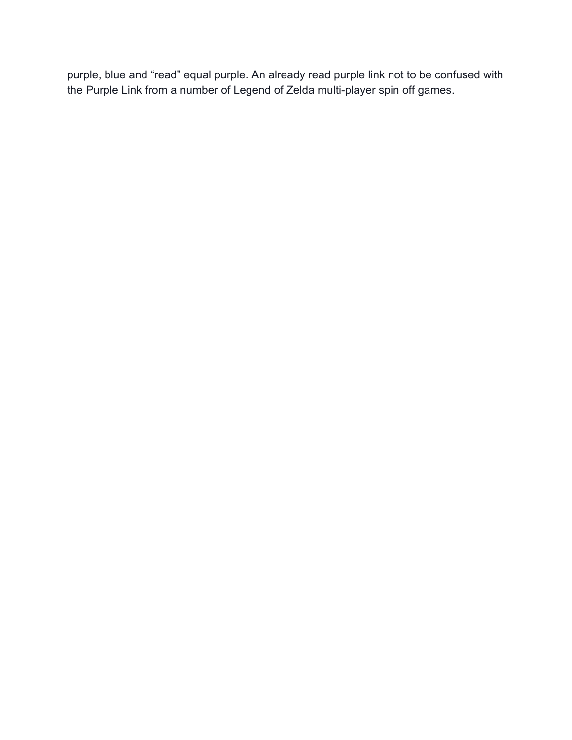purple, blue and “read” equal purple. An already read purple link not to be confused with the Purple Link from a number of Legend of Zelda multi-player spin off games.